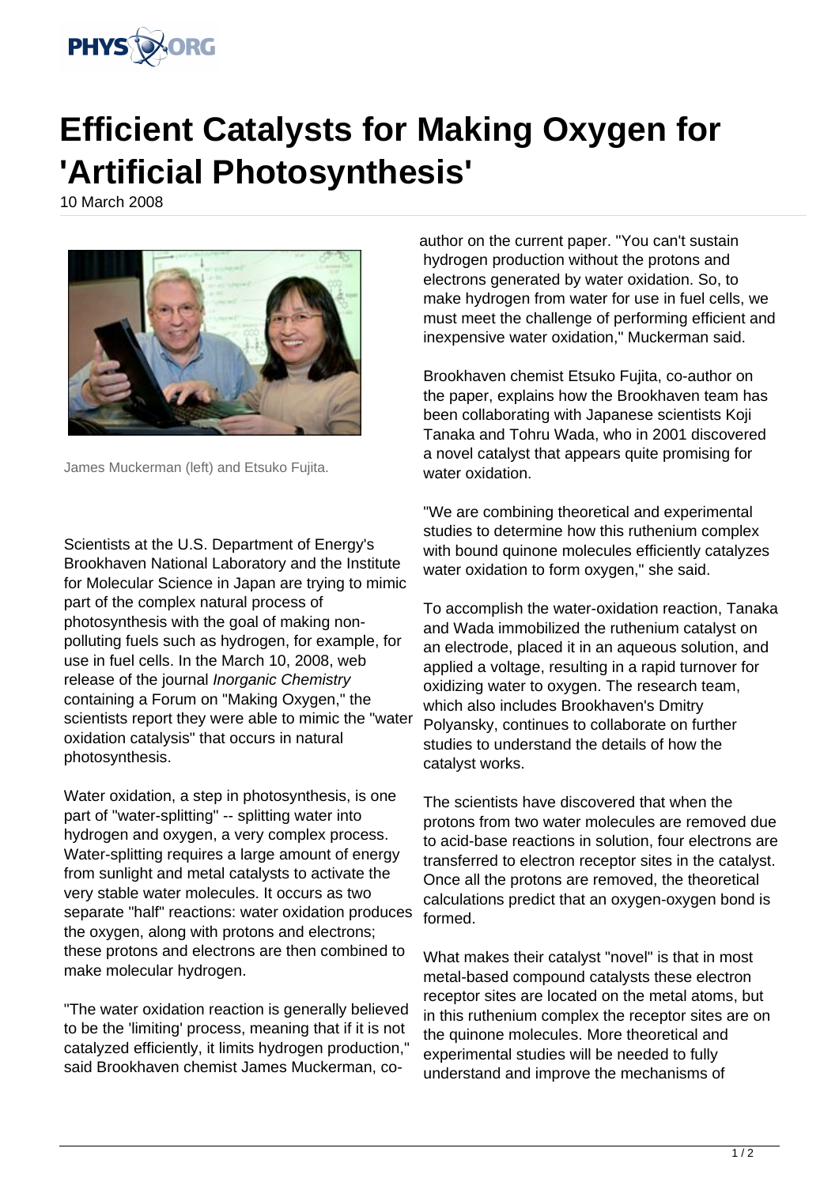# Efficient Catalysts for Making Oxygen for 'Artificial Photosynthesis'

10 March 2008

James Muckerman (left) and Etsuko Fujita.

Scientists at the U.S. Department of Energy's Brookhaven National Laboratory and the Institute for Molecular Science in Japan are trying to mimic part of the complex natural process of photosynthesis with the goal of making non-polluting fuels such as hydrogen, for example, for use in fuel cells. In the March 10, 2008, web release of the journal *Inorganic Chemistry* containing a Forum on "Making Oxygen," the scientists report they were able to mimic the "water oxidation catalysis" that occurs in natural photosynthesis.

Water oxidation, a step in photosynthesis, is one part of "water-splitting" -- splitting water into hydrogen and oxygen, a very complex process. Water-splitting requires a large amount of energy from sunlight and metal catalysts to activate the very stable water molecules. It occurs as two separate "half" reactions: water oxidation produces the oxygen, along with protons and electrons; these protons and electrons are then combined to make molecular hydrogen.

"The water oxidation reaction is generally believed to be the 'limiting' process, meaning that if it is not catalyzed efficiently, it limits hydrogen production," said Brookhaven chemist James Muckerman, co-author on the current paper. "You can't sustain hydrogen production without the protons and electrons generated by water oxidation. So, to make hydrogen from water for use in fuel cells, we must meet the challenge of performing efficient and inexpensive water oxidation," Muckerman said.

Brookhaven chemist Etsuko Fujita, co-author on the paper, explains how the Brookhaven team has been collaborating with Japanese scientists Koji Tanaka and Tohru Wada, who in 2001 discovered a novel catalyst that appears quite promising for water oxidation.

"We are combining theoretical and experimental studies to determine how this ruthenium complex with bound quinone molecules efficiently catalyzes water oxidation to form oxygen," she said.

To accomplish the water-oxidation reaction, Tanaka and Wada immobilized the ruthenium catalyst on an electrode, placed it in an aqueous solution, and applied a voltage, resulting in a rapid turnover for oxidizing water to oxygen. The research team, which also includes Brookhaven's Dmitry Polyansky, continues to collaborate on further studies to understand the details of how the catalyst works.

The scientists have discovered that when the protons from two water molecules are removed due to acid-base reactions in solution, four electrons are transferred to electron receptor sites in the catalyst. Once all the protons are removed, the theoretical calculations predict that an oxygen-oxygen bond is formed.

What makes their catalyst "novel" is that in most metal-based compound catalysts these electron receptor sites are located on the metal atoms, but in this ruthenium complex the receptor sites are on the quinone molecules. More theoretical and experimental studies will be needed to fully understand and improve the mechanisms of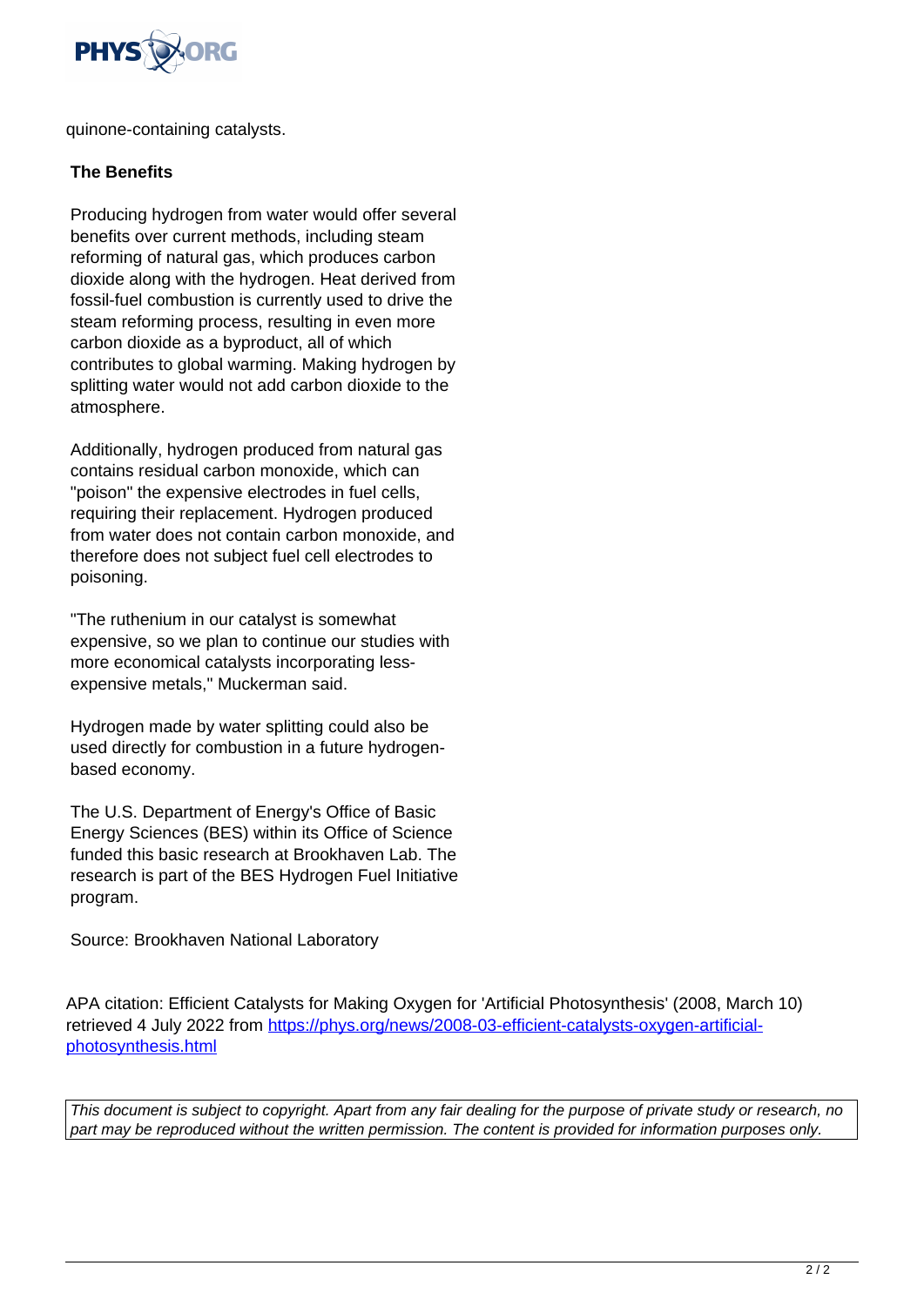quinone-containing catalysts.

**The Benefits**

Producing hydrogen from water would offer several benefits over current methods, including steam reforming of natural gas, which produces carbon dioxide along with the hydrogen. Heat derived from fossil-fuel combustion is currently used to drive the steam reforming process, resulting in even more carbon dioxide as a byproduct, all of which contributes to global warming. Making hydrogen by splitting water would not add carbon dioxide to the atmosphere.

Additionally, hydrogen produced from natural gas contains residual carbon monoxide, which can "poison" the expensive electrodes in fuel cells, requiring their replacement. Hydrogen produced from water does not contain carbon monoxide, and therefore does not subject fuel cell electrodes to poisoning.

"The ruthenium in our catalyst is somewhat expensive, so we plan to continue our studies with more economical catalysts incorporating less-expensive metals," Muckerman said.

Hydrogen made by water splitting could also be used directly for combustion in a future hydrogen-based economy.

The U.S. Department of Energy's Office of Basic Energy Sciences (BES) within its Office of Science funded this basic research at Brookhaven Lab. The research is part of the BES Hydrogen Fuel Initiative program.

Source: Brookhaven National Laboratory

APA citation: Efficient Catalysts for Making Oxygen for 'Artificial Photosynthesis' (2008, March 10) retrieved 4 July 2022 from https://phys.org/news/2008-03-efficient-catalysts-oxygen-artificial-photosynthesis.html

*This document is subject to copyright. Apart from any fair dealing for the purpose of private study or research, no part may be reproduced without the written permission. The content is provided for information purposes only.*